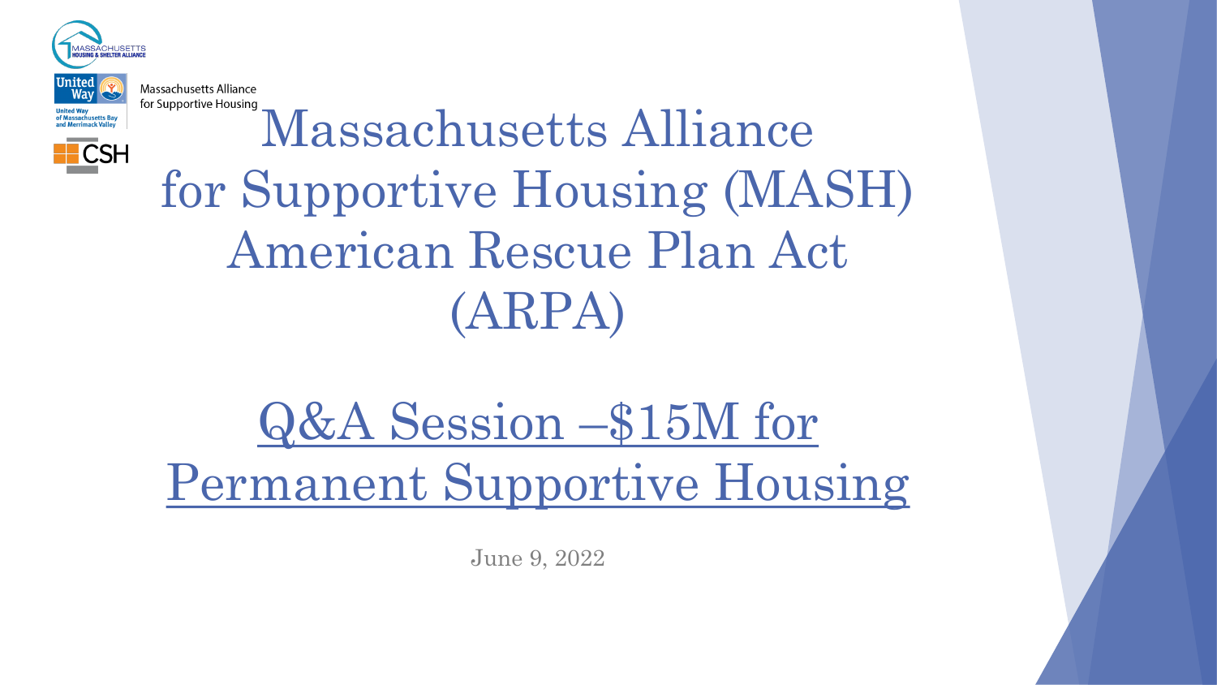Massachusetts Alliance for Supportive Housing

# Massachusetts Alliance for Supportive Housing (MASH) American Rescue Plan Act (ARPA)

## Q&A Session –$15M for Permanent Supportive Housing

June 9, 2022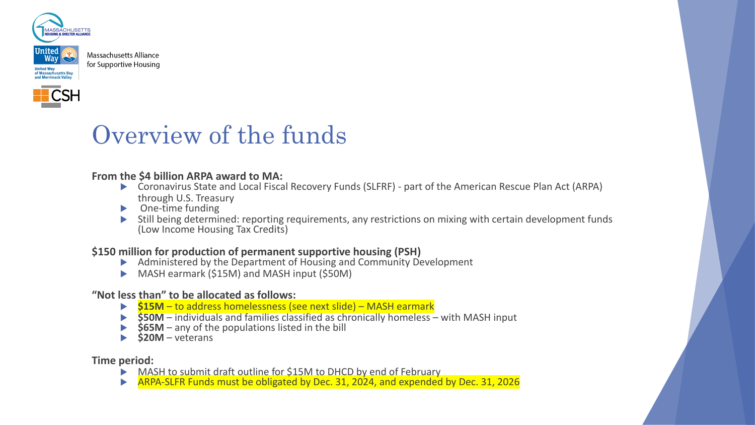Massachusetts Alliance for Supportive Housing

# Overview of the funds

**From the $4 billion ARPA award to MA:**

- Coronavirus State and Local Fiscal Recovery Funds (SLFRF) - part of the American Rescue Plan Act (ARPA) through U.S. Treasury
- One-time funding
- Still being determined: reporting requirements, any restrictions on mixing with certain development funds (Low Income Housing Tax Credits)

**$150 million for production of permanent supportive housing (PSH)**

- Administered by the Department of Housing and Community Development
- MASH earmark ($15M) and MASH input ($50M)

**"Not less than" to be allocated as follows:**

- **$15M** – to address homelessness (see next slide) – MASH earmark
- **$50M** – individuals and families classified as chronically homeless – with MASH input
- **$65M** – any of the populations listed in the bill
- **$20M** – veterans

**Time period:**

- MASH to submit draft outline for $15M to DHCD by end of February
- ARPA-SLFR Funds must be obligated by Dec. 31, 2024, and expended by Dec. 31, 2026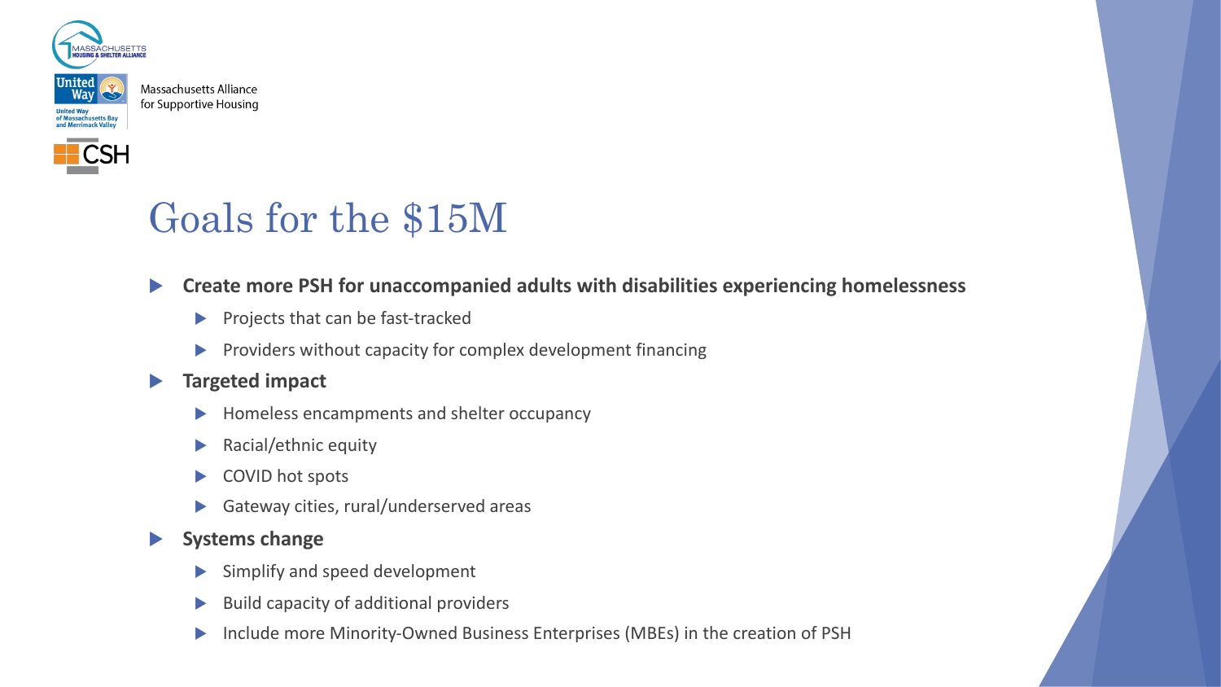Massachusetts Alliance for Supportive Housing

# Goals for the $15M

- **Create more PSH for unaccompanied adults with disabilities experiencing homelessness**
  - Projects that can be fast-tracked
  - Providers without capacity for complex development financing
- **Targeted impact**
  - Homeless encampments and shelter occupancy
  - Racial/ethnic equity
  - COVID hot spots
  - Gateway cities, rural/underserved areas
- **Systems change**
  - Simplify and speed development
  - Build capacity of additional providers
  - Include more Minority-Owned Business Enterprises (MBEs) in the creation of PSH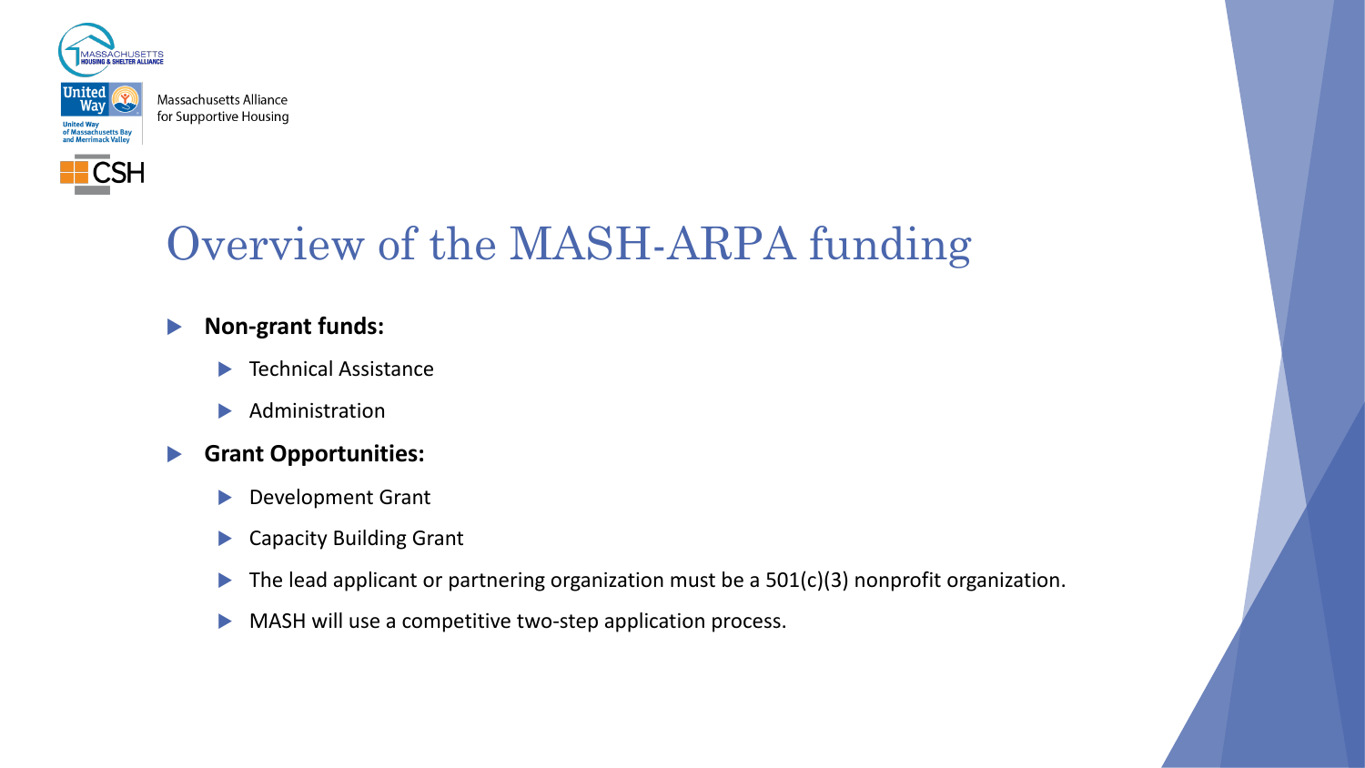Massachusetts Alliance for Supportive Housing

# Overview of the MASH-ARPA funding

- **Non-grant funds:**
  - Technical Assistance
  - Administration
- **Grant Opportunities:**
  - Development Grant
  - Capacity Building Grant
  - The lead applicant or partnering organization must be a 501(c)(3) nonprofit organization.
  - MASH will use a competitive two-step application process.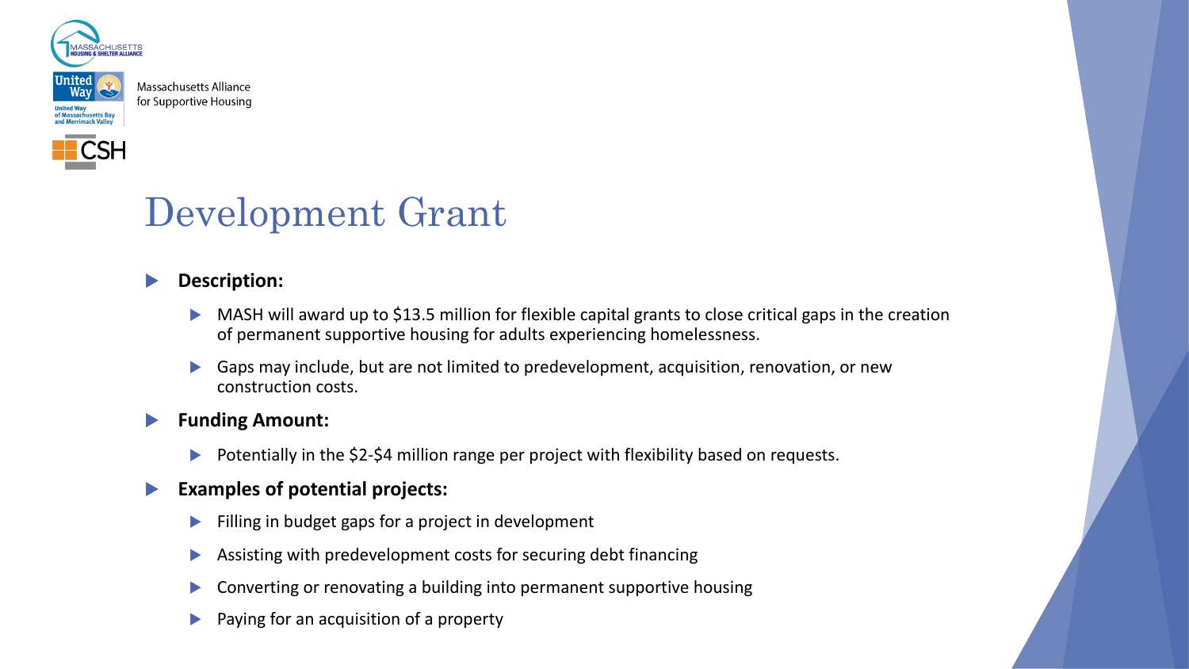# Development Grant

- **Description:**
  - MASH will award up to $13.5 million for flexible capital grants to close critical gaps in the creation of permanent supportive housing for adults experiencing homelessness.
  - Gaps may include, but are not limited to predevelopment, acquisition, renovation, or new construction costs.
- **Funding Amount:**
  - Potentially in the $2-$4 million range per project with flexibility based on requests.
- **Examples of potential projects:**
  - Filling in budget gaps for a project in development
  - Assisting with predevelopment costs for securing debt financing
  - Converting or renovating a building into permanent supportive housing
  - Paying for an acquisition of a property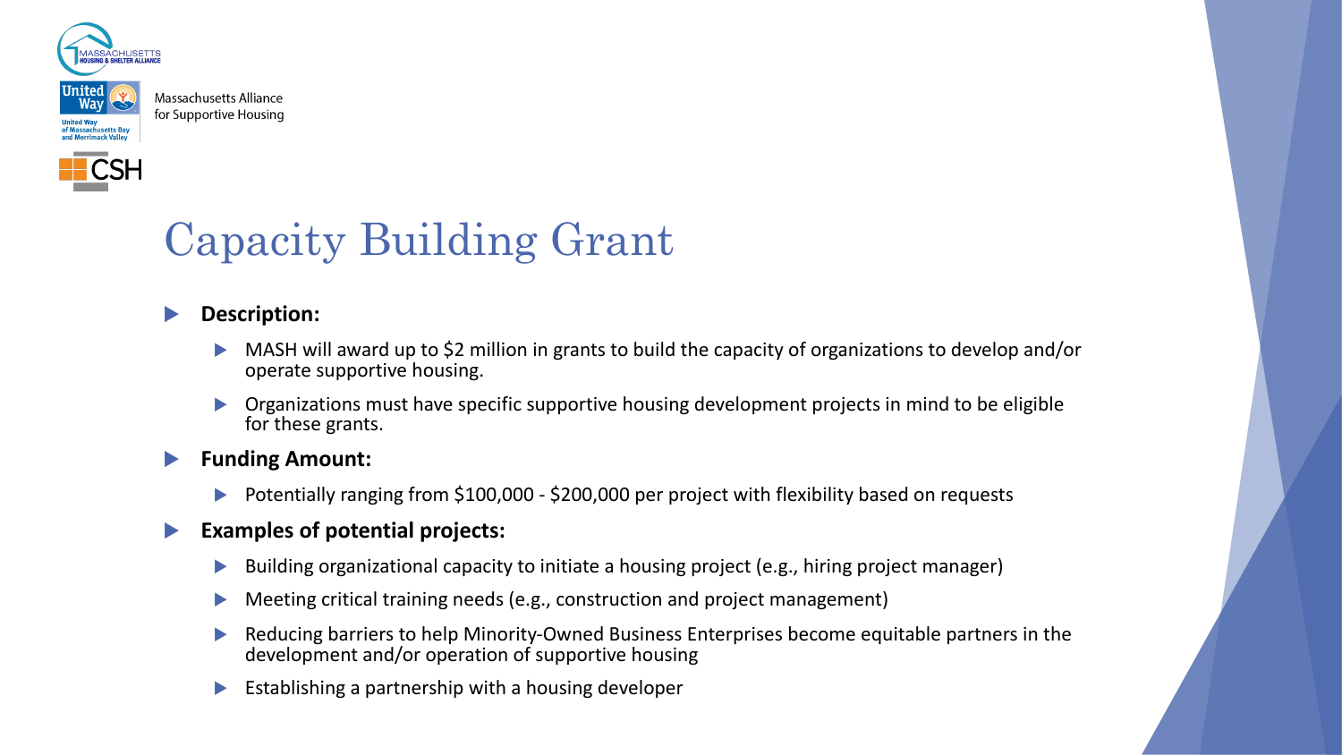Massachusetts Alliance for Supportive Housing

# Capacity Building Grant

- **Description:**
  - MASH will award up to $2 million in grants to build the capacity of organizations to develop and/or operate supportive housing.
  - Organizations must have specific supportive housing development projects in mind to be eligible for these grants.
- **Funding Amount:**
  - Potentially ranging from $100,000 - $200,000 per project with flexibility based on requests
- **Examples of potential projects:**
  - Building organizational capacity to initiate a housing project (e.g., hiring project manager)
  - Meeting critical training needs (e.g., construction and project management)
  - Reducing barriers to help Minority-Owned Business Enterprises become equitable partners in the development and/or operation of supportive housing
  - Establishing a partnership with a housing developer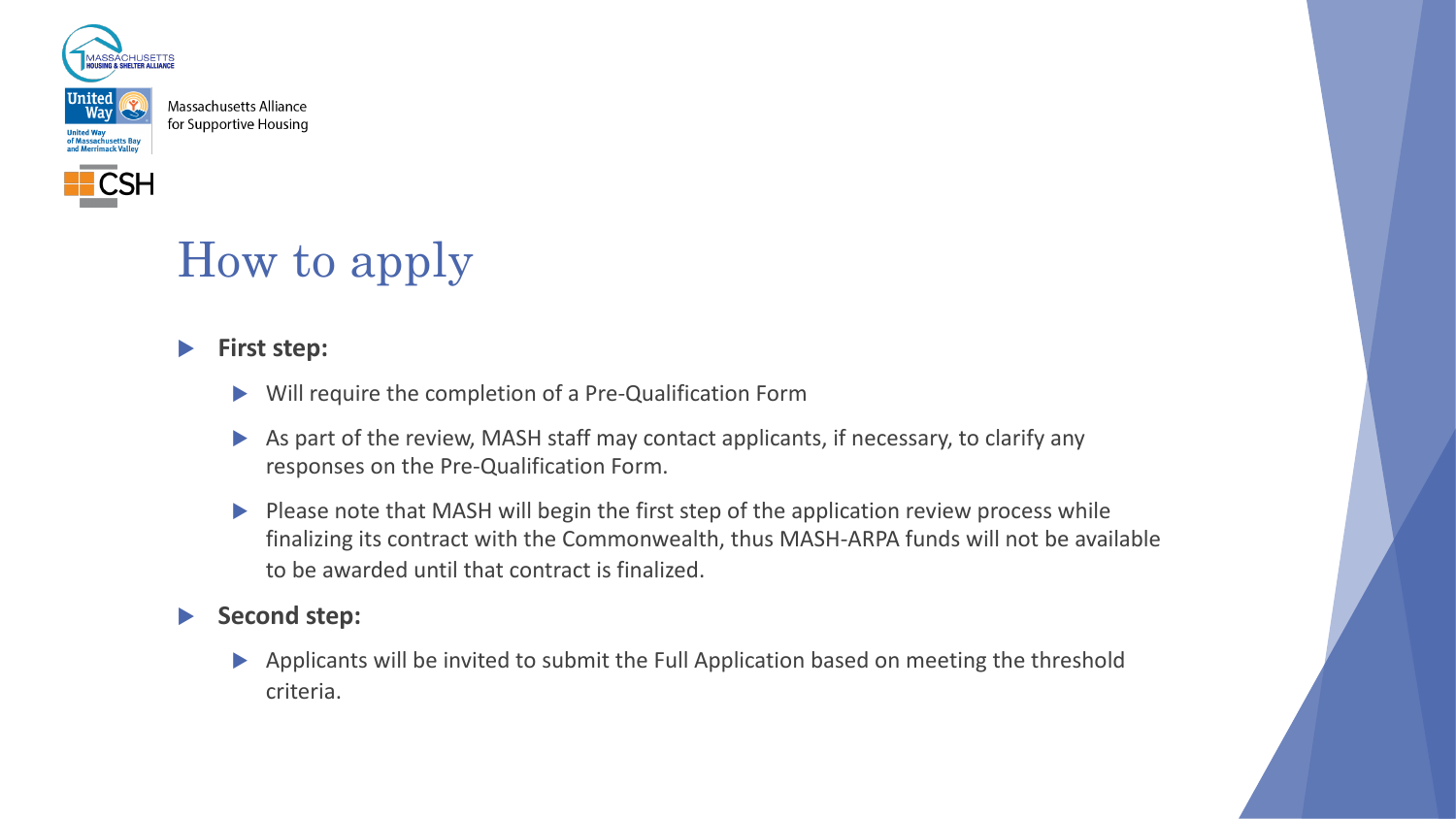# How to apply

- **First step:**
  - Will require the completion of a Pre-Qualification Form
  - As part of the review, MASH staff may contact applicants, if necessary, to clarify any responses on the Pre-Qualification Form.
  - Please note that MASH will begin the first step of the application review process while finalizing its contract with the Commonwealth, thus MASH-ARPA funds will not be available to be awarded until that contract is finalized.
- **Second step:**
  - Applicants will be invited to submit the Full Application based on meeting the threshold criteria.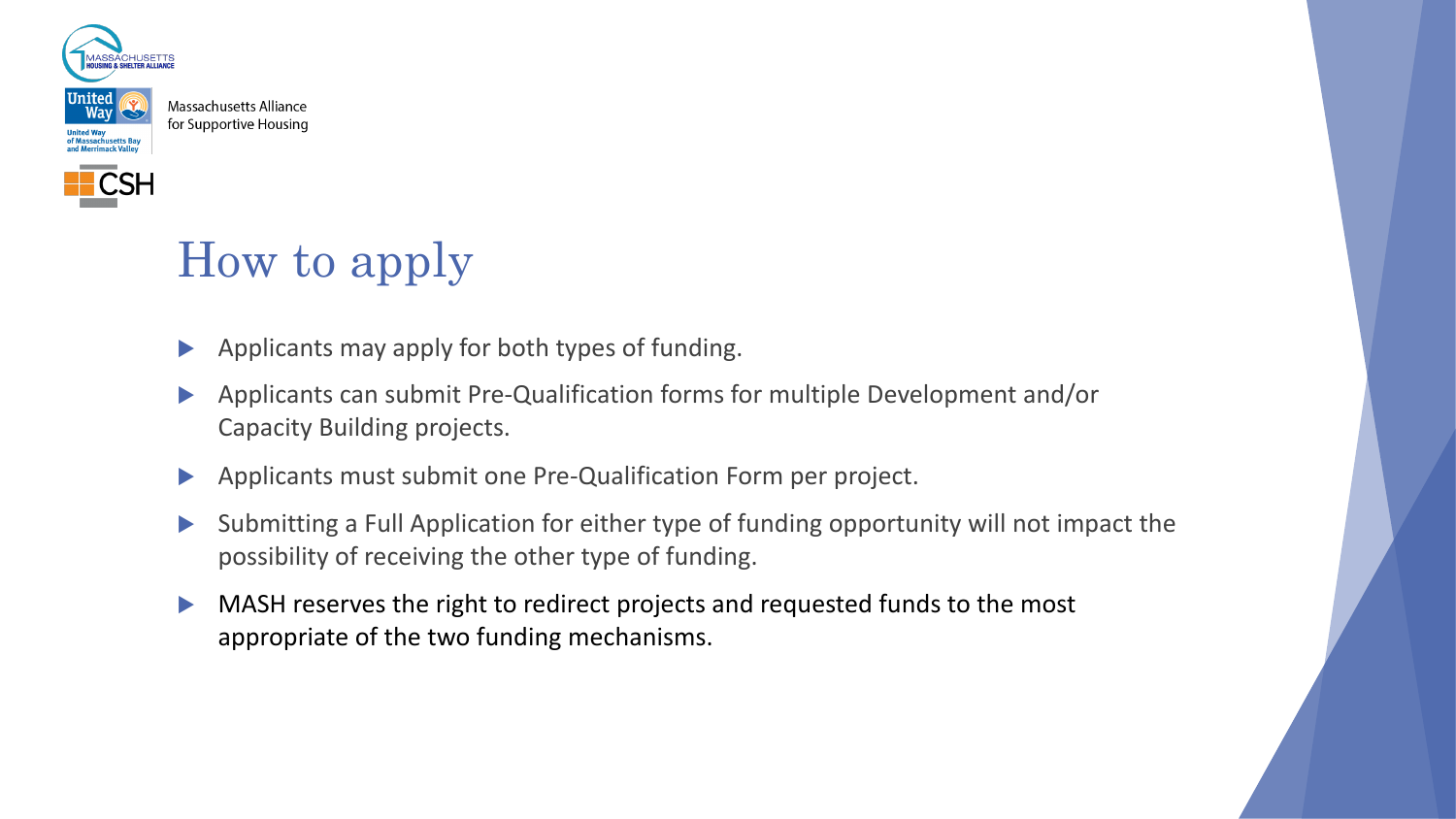# How to apply

- Applicants may apply for both types of funding.
- Applicants can submit Pre-Qualification forms for multiple Development and/or Capacity Building projects.
- Applicants must submit one Pre-Qualification Form per project.
- Submitting a Full Application for either type of funding opportunity will not impact the possibility of receiving the other type of funding.
- MASH reserves the right to redirect projects and requested funds to the most appropriate of the two funding mechanisms.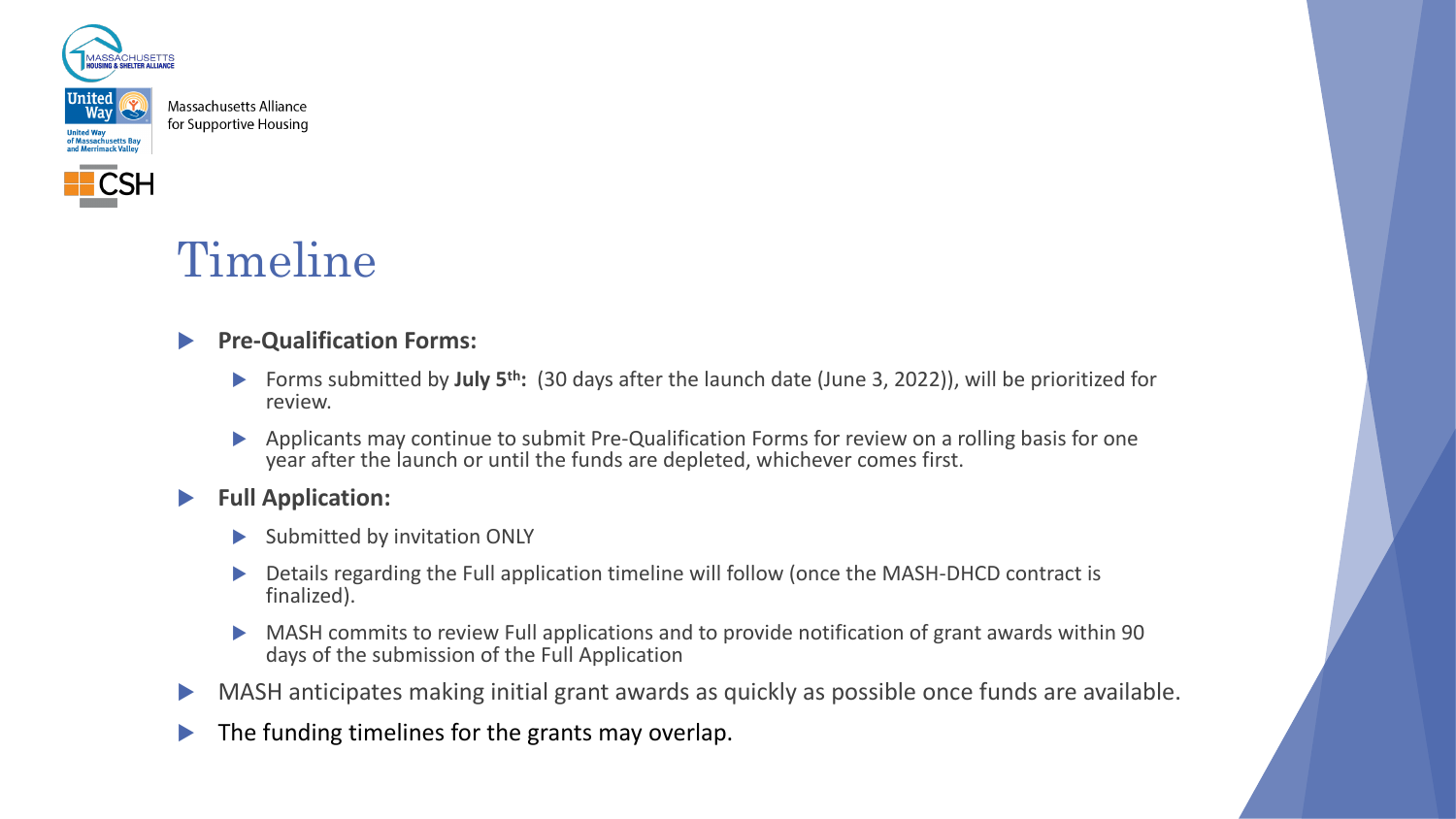Massachusetts Alliance for Supportive Housing

# Timeline

- **Pre-Qualification Forms:**
  - Forms submitted by **July 5th:** (30 days after the launch date (June 3, 2022)), will be prioritized for review.
  - Applicants may continue to submit Pre-Qualification Forms for review on a rolling basis for one year after the launch or until the funds are depleted, whichever comes first.
- **Full Application:**
  - Submitted by invitation ONLY
  - Details regarding the Full application timeline will follow (once the MASH-DHCD contract is finalized).
  - MASH commits to review Full applications and to provide notification of grant awards within 90 days of the submission of the Full Application
- MASH anticipates making initial grant awards as quickly as possible once funds are available.
- The funding timelines for the grants may overlap.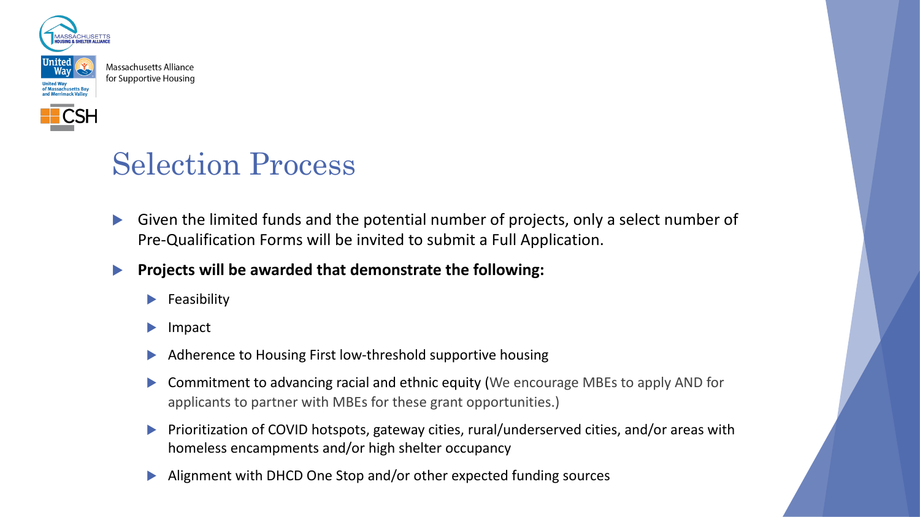Massachusetts Alliance for Supportive Housing

# Selection Process

- Given the limited funds and the potential number of projects, only a select number of Pre-Qualification Forms will be invited to submit a Full Application.
- **Projects will be awarded that demonstrate the following:**
  - Feasibility
  - Impact
  - Adherence to Housing First low-threshold supportive housing
  - Commitment to advancing racial and ethnic equity (We encourage MBEs to apply AND for applicants to partner with MBEs for these grant opportunities.)
  - Prioritization of COVID hotspots, gateway cities, rural/underserved cities, and/or areas with homeless encampments and/or high shelter occupancy
  - Alignment with DHCD One Stop and/or other expected funding sources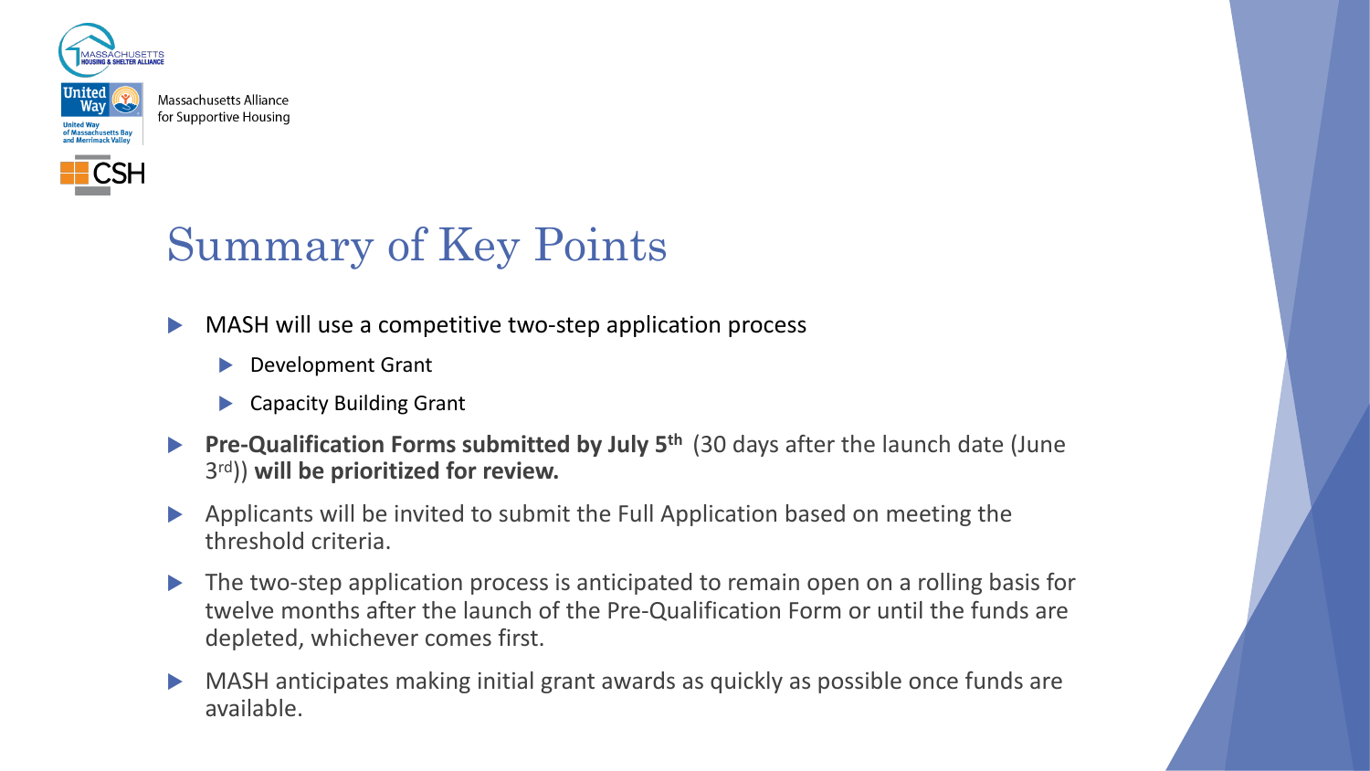Massachusetts Alliance for Supportive Housing

# Summary of Key Points

- MASH will use a competitive two-step application process
  - Development Grant
  - Capacity Building Grant
- **Pre-Qualification Forms submitted by July 5th** (30 days after the launch date (June 3rd)) **will be prioritized for review.**
- Applicants will be invited to submit the Full Application based on meeting the threshold criteria.
- The two-step application process is anticipated to remain open on a rolling basis for twelve months after the launch of the Pre-Qualification Form or until the funds are depleted, whichever comes first.
- MASH anticipates making initial grant awards as quickly as possible once funds are available.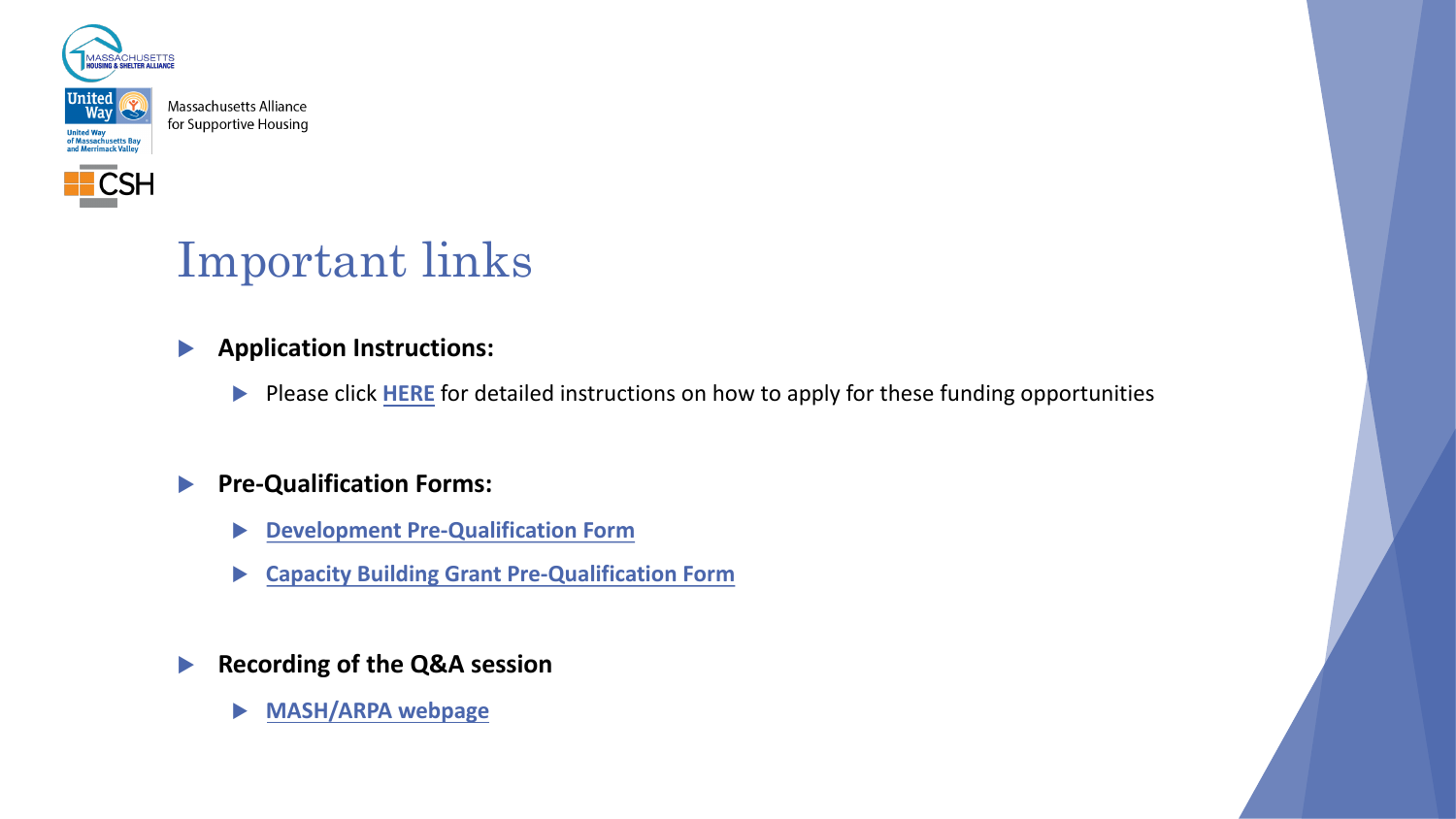Massachusetts Alliance for Supportive Housing

# Important links

- **Application Instructions:**
  - Please click **HERE** for detailed instructions on how to apply for these funding opportunities
- **Pre-Qualification Forms:**
  - **Development Pre-Qualification Form**
  - **Capacity Building Grant Pre-Qualification Form**
- **Recording of the Q&A session**
  - **MASH/ARPA webpage**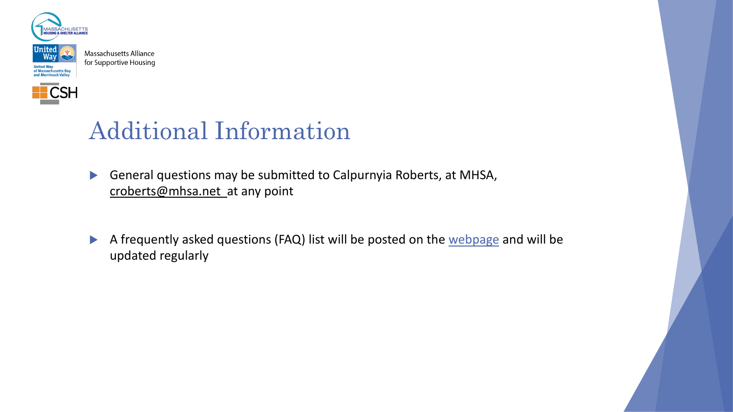Massachusetts Alliance for Supportive Housing

# Additional Information

- General questions may be submitted to Calpurnyia Roberts, at MHSA, croberts@mhsa.net at any point
- A frequently asked questions (FAQ) list will be posted on the webpage and will be updated regularly